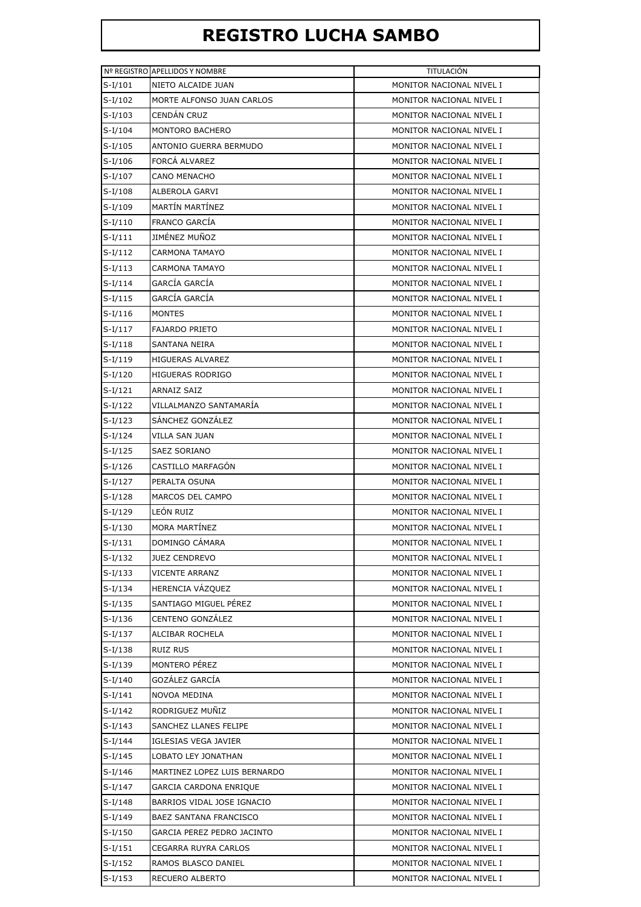# REGISTRO LUCHA SAMBO

| Nº REGISTRO | APELLIDOS Y NOMBRE | TITULACIÓN |
|---|---|---|
| S-I/101 | NIETO ALCAIDE JUAN | MONITOR NACIONAL NIVEL I |
| S-I/102 | MORTE ALFONSO JUAN CARLOS | MONITOR NACIONAL NIVEL I |
| S-I/103 | CENDÁN CRUZ | MONITOR NACIONAL NIVEL I |
| S-I/104 | MONTORO BACHERO | MONITOR NACIONAL NIVEL I |
| S-I/105 | ANTONIO GUERRA BERMUDO | MONITOR NACIONAL NIVEL I |
| S-I/106 | FORCÁ ALVAREZ | MONITOR NACIONAL NIVEL I |
| S-I/107 | CANO MENACHO | MONITOR NACIONAL NIVEL I |
| S-I/108 | ALBEROLA GARVI | MONITOR NACIONAL NIVEL I |
| S-I/109 | MARTÍN MARTÍNEZ | MONITOR NACIONAL NIVEL I |
| S-I/110 | FRANCO GARCÍA | MONITOR NACIONAL NIVEL I |
| S-I/111 | JIMÉNEZ MUÑOZ | MONITOR NACIONAL NIVEL I |
| S-I/112 | CARMONA TAMAYO | MONITOR NACIONAL NIVEL I |
| S-I/113 | CARMONA TAMAYO | MONITOR NACIONAL NIVEL I |
| S-I/114 | GARCÍA GARCÍA | MONITOR NACIONAL NIVEL I |
| S-I/115 | GARCÍA GARCÍA | MONITOR NACIONAL NIVEL I |
| S-I/116 | MONTES | MONITOR NACIONAL NIVEL I |
| S-I/117 | FAJARDO PRIETO | MONITOR NACIONAL NIVEL I |
| S-I/118 | SANTANA NEIRA | MONITOR NACIONAL NIVEL I |
| S-I/119 | HIGUERAS ALVAREZ | MONITOR NACIONAL NIVEL I |
| S-I/120 | HIGUERAS RODRIGO | MONITOR NACIONAL NIVEL I |
| S-I/121 | ARNAIZ SAIZ | MONITOR NACIONAL NIVEL I |
| S-I/122 | VILLALMANZO SANTAMARÍA | MONITOR NACIONAL NIVEL I |
| S-I/123 | SÁNCHEZ GONZÁLEZ | MONITOR NACIONAL NIVEL I |
| S-I/124 | VILLA SAN JUAN | MONITOR NACIONAL NIVEL I |
| S-I/125 | SAEZ SORIANO | MONITOR NACIONAL NIVEL I |
| S-I/126 | CASTILLO MARFAGÓN | MONITOR NACIONAL NIVEL I |
| S-I/127 | PERALTA OSUNA | MONITOR NACIONAL NIVEL I |
| S-I/128 | MARCOS DEL CAMPO | MONITOR NACIONAL NIVEL I |
| S-I/129 | LEÓN RUIZ | MONITOR NACIONAL NIVEL I |
| S-I/130 | MORA MARTÍNEZ | MONITOR NACIONAL NIVEL I |
| S-I/131 | DOMINGO CÁMARA | MONITOR NACIONAL NIVEL I |
| S-I/132 | JUEZ CENDREVO | MONITOR NACIONAL NIVEL I |
| S-I/133 | VICENTE ARRANZ | MONITOR NACIONAL NIVEL I |
| S-I/134 | HERENCIA VÁZQUEZ | MONITOR NACIONAL NIVEL I |
| S-I/135 | SANTIAGO MIGUEL PÉREZ | MONITOR NACIONAL NIVEL I |
| S-I/136 | CENTENO GONZÁLEZ | MONITOR NACIONAL NIVEL I |
| S-I/137 | ALCIBAR ROCHELA | MONITOR NACIONAL NIVEL I |
| S-I/138 | RUIZ RUS | MONITOR NACIONAL NIVEL I |
| S-I/139 | MONTERO PÉREZ | MONITOR NACIONAL NIVEL I |
| S-I/140 | GOZÁLEZ GARCÍA | MONITOR NACIONAL NIVEL I |
| S-I/141 | NOVOA MEDINA | MONITOR NACIONAL NIVEL I |
| S-I/142 | RODRIGUEZ MUÑIZ | MONITOR NACIONAL NIVEL I |
| S-I/143 | SANCHEZ LLANES FELIPE | MONITOR NACIONAL NIVEL I |
| S-I/144 | IGLESIAS VEGA JAVIER | MONITOR NACIONAL NIVEL I |
| S-I/145 | LOBATO LEY JONATHAN | MONITOR NACIONAL NIVEL I |
| S-I/146 | MARTINEZ LOPEZ LUIS BERNARDO | MONITOR NACIONAL NIVEL I |
| S-I/147 | GARCIA CARDONA ENRIQUE | MONITOR NACIONAL NIVEL I |
| S-I/148 | BARRIOS VIDAL JOSE IGNACIO | MONITOR NACIONAL NIVEL I |
| S-I/149 | BAEZ SANTANA FRANCISCO | MONITOR NACIONAL NIVEL I |
| S-I/150 | GARCIA PEREZ PEDRO JACINTO | MONITOR NACIONAL NIVEL I |
| S-I/151 | CEGARRA RUYRA CARLOS | MONITOR NACIONAL NIVEL I |
| S-I/152 | RAMOS BLASCO DANIEL | MONITOR NACIONAL NIVEL I |
| S-I/153 | RECUERO ALBERTO | MONITOR NACIONAL NIVEL I |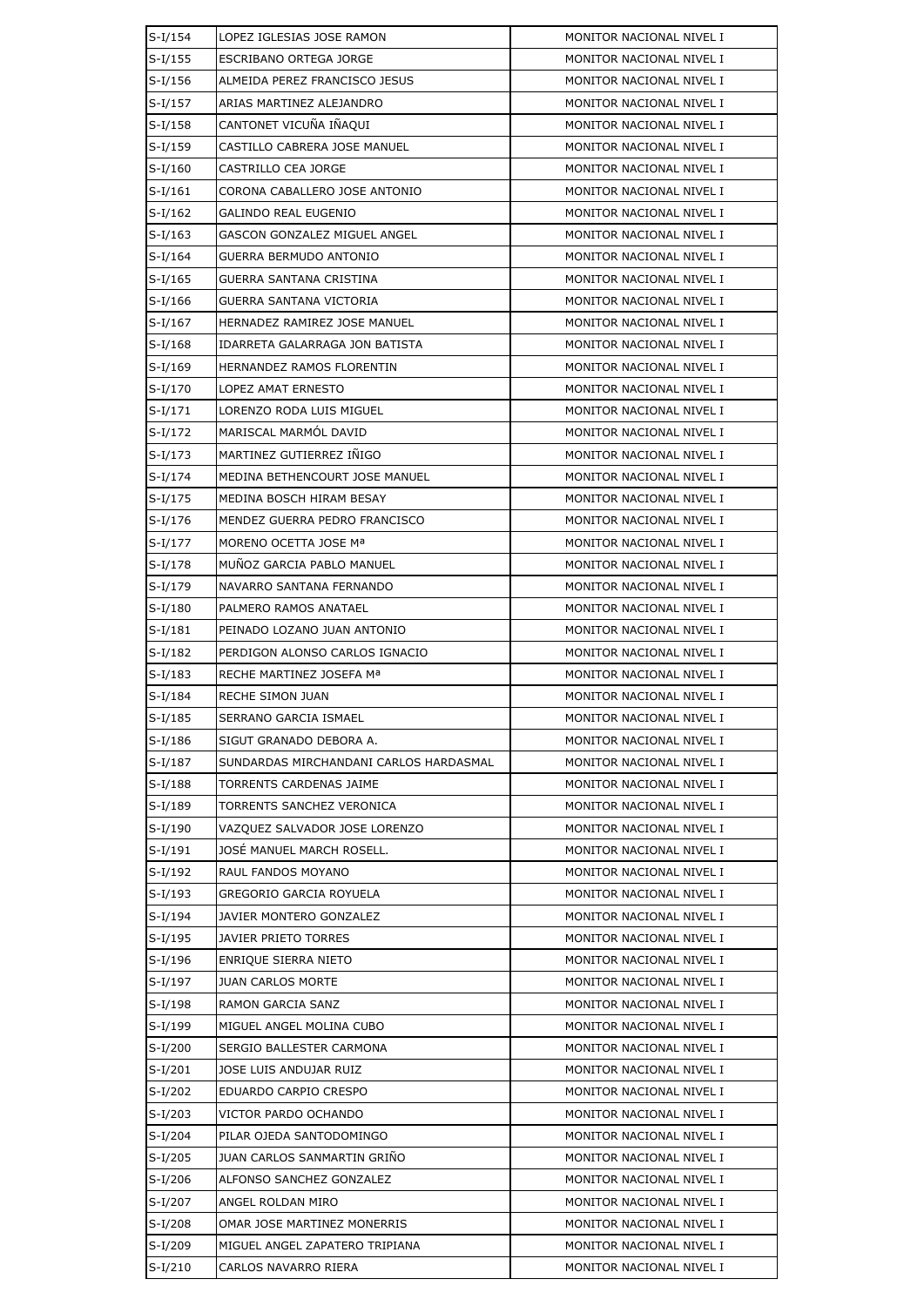| | | |
|---|---|---|
| S-I/154 | LOPEZ IGLESIAS JOSE RAMON | MONITOR NACIONAL NIVEL I |
| S-I/155 | ESCRIBANO ORTEGA JORGE | MONITOR NACIONAL NIVEL I |
| S-I/156 | ALMEIDA PEREZ FRANCISCO JESUS | MONITOR NACIONAL NIVEL I |
| S-I/157 | ARIAS MARTINEZ ALEJANDRO | MONITOR NACIONAL NIVEL I |
| S-I/158 | CANTONET VICUÑA IÑAQUI | MONITOR NACIONAL NIVEL I |
| S-I/159 | CASTILLO CABRERA JOSE MANUEL | MONITOR NACIONAL NIVEL I |
| S-I/160 | CASTRILLO CEA JORGE | MONITOR NACIONAL NIVEL I |
| S-I/161 | CORONA CABALLERO JOSE ANTONIO | MONITOR NACIONAL NIVEL I |
| S-I/162 | GALINDO REAL EUGENIO | MONITOR NACIONAL NIVEL I |
| S-I/163 | GASCON GONZALEZ MIGUEL ANGEL | MONITOR NACIONAL NIVEL I |
| S-I/164 | GUERRA BERMUDO ANTONIO | MONITOR NACIONAL NIVEL I |
| S-I/165 | GUERRA SANTANA CRISTINA | MONITOR NACIONAL NIVEL I |
| S-I/166 | GUERRA SANTANA VICTORIA | MONITOR NACIONAL NIVEL I |
| S-I/167 | HERNADEZ RAMIREZ JOSE MANUEL | MONITOR NACIONAL NIVEL I |
| S-I/168 | IDARRETA GALARRAGA JON BATISTA | MONITOR NACIONAL NIVEL I |
| S-I/169 | HERNANDEZ RAMOS FLORENTIN | MONITOR NACIONAL NIVEL I |
| S-I/170 | LOPEZ AMAT ERNESTO | MONITOR NACIONAL NIVEL I |
| S-I/171 | LORENZO RODA LUIS MIGUEL | MONITOR NACIONAL NIVEL I |
| S-I/172 | MARISCAL MARMÓL DAVID | MONITOR NACIONAL NIVEL I |
| S-I/173 | MARTINEZ GUTIERREZ IÑIGO | MONITOR NACIONAL NIVEL I |
| S-I/174 | MEDINA BETHENCOURT JOSE MANUEL | MONITOR NACIONAL NIVEL I |
| S-I/175 | MEDINA BOSCH HIRAM BESAY | MONITOR NACIONAL NIVEL I |
| S-I/176 | MENDEZ GUERRA PEDRO FRANCISCO | MONITOR NACIONAL NIVEL I |
| S-I/177 | MORENO OCETTA JOSE Mª | MONITOR NACIONAL NIVEL I |
| S-I/178 | MUÑOZ GARCIA PABLO MANUEL | MONITOR NACIONAL NIVEL I |
| S-I/179 | NAVARRO SANTANA FERNANDO | MONITOR NACIONAL NIVEL I |
| S-I/180 | PALMERO RAMOS ANATAEL | MONITOR NACIONAL NIVEL I |
| S-I/181 | PEINADO LOZANO JUAN ANTONIO | MONITOR NACIONAL NIVEL I |
| S-I/182 | PERDIGON ALONSO CARLOS IGNACIO | MONITOR NACIONAL NIVEL I |
| S-I/183 | RECHE MARTINEZ JOSEFA Mª | MONITOR NACIONAL NIVEL I |
| S-I/184 | RECHE SIMON JUAN | MONITOR NACIONAL NIVEL I |
| S-I/185 | SERRANO GARCIA ISMAEL | MONITOR NACIONAL NIVEL I |
| S-I/186 | SIGUT GRANADO DEBORA A. | MONITOR NACIONAL NIVEL I |
| S-I/187 | SUNDARDAS MIRCHANDANI CARLOS HARDASMAL | MONITOR NACIONAL NIVEL I |
| S-I/188 | TORRENTS CARDENAS JAIME | MONITOR NACIONAL NIVEL I |
| S-I/189 | TORRENTS SANCHEZ VERONICA | MONITOR NACIONAL NIVEL I |
| S-I/190 | VAZQUEZ SALVADOR JOSE LORENZO | MONITOR NACIONAL NIVEL I |
| S-I/191 | JOSÉ MANUEL MARCH ROSELL. | MONITOR NACIONAL NIVEL I |
| S-I/192 | RAUL FANDOS MOYANO | MONITOR NACIONAL NIVEL I |
| S-I/193 | GREGORIO GARCIA ROYUELA | MONITOR NACIONAL NIVEL I |
| S-I/194 | JAVIER MONTERO GONZALEZ | MONITOR NACIONAL NIVEL I |
| S-I/195 | JAVIER PRIETO TORRES | MONITOR NACIONAL NIVEL I |
| S-I/196 | ENRIQUE SIERRA NIETO | MONITOR NACIONAL NIVEL I |
| S-I/197 | JUAN CARLOS MORTE | MONITOR NACIONAL NIVEL I |
| S-I/198 | RAMON GARCIA SANZ | MONITOR NACIONAL NIVEL I |
| S-I/199 | MIGUEL ANGEL MOLINA CUBO | MONITOR NACIONAL NIVEL I |
| S-I/200 | SERGIO BALLESTER CARMONA | MONITOR NACIONAL NIVEL I |
| S-I/201 | JOSE LUIS ANDUJAR RUIZ | MONITOR NACIONAL NIVEL I |
| S-I/202 | EDUARDO CARPIO CRESPO | MONITOR NACIONAL NIVEL I |
| S-I/203 | VICTOR PARDO OCHANDO | MONITOR NACIONAL NIVEL I |
| S-I/204 | PILAR OJEDA SANTODOMINGO | MONITOR NACIONAL NIVEL I |
| S-I/205 | JUAN CARLOS SANMARTIN GRIÑO | MONITOR NACIONAL NIVEL I |
| S-I/206 | ALFONSO SANCHEZ GONZALEZ | MONITOR NACIONAL NIVEL I |
| S-I/207 | ANGEL ROLDAN MIRO | MONITOR NACIONAL NIVEL I |
| S-I/208 | OMAR JOSE MARTINEZ MONERRIS | MONITOR NACIONAL NIVEL I |
| S-I/209 | MIGUEL ANGEL ZAPATERO TRIPIANA | MONITOR NACIONAL NIVEL I |
| S-I/210 | CARLOS NAVARRO RIERA | MONITOR NACIONAL NIVEL I |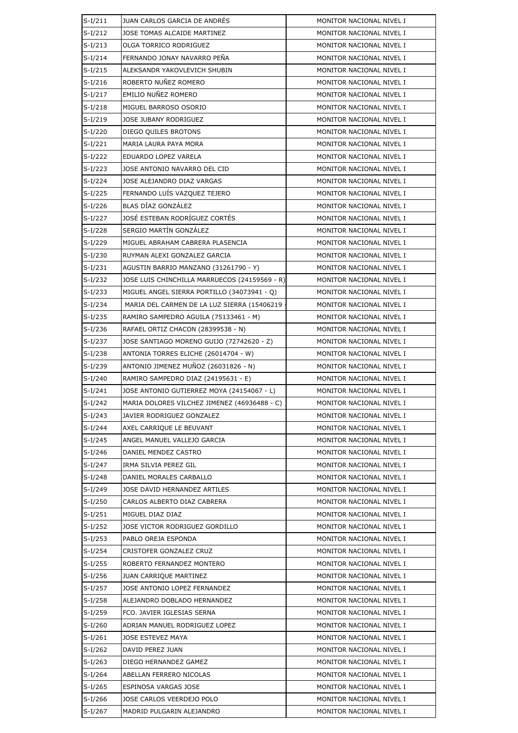| S-I/211 | JUAN CARLOS GARCIA DE ANDRÉS | MONITOR NACIONAL NIVEL I |
|---|---|---|
| S-I/212 | JOSE TOMAS ALCAIDE MARTINEZ | MONITOR NACIONAL NIVEL I |
| S-I/213 | OLGA TORRICO RODRIGUEZ | MONITOR NACIONAL NIVEL I |
| S-I/214 | FERNANDO JONAY NAVARRO PEÑA | MONITOR NACIONAL NIVEL I |
| S-I/215 | ALEKSANDR YAKOVLEVICH SHUBIN | MONITOR NACIONAL NIVEL I |
| S-I/216 | ROBERTO NUÑEZ ROMERO | MONITOR NACIONAL NIVEL I |
| S-I/217 | EMILIO NUÑEZ ROMERO | MONITOR NACIONAL NIVEL I |
| S-I/218 | MIGUEL BARROSO OSORIO | MONITOR NACIONAL NIVEL I |
| S-I/219 | JOSE JUBANY RODRIGUEZ | MONITOR NACIONAL NIVEL I |
| S-I/220 | DIEGO QUILES BROTONS | MONITOR NACIONAL NIVEL I |
| S-I/221 | MARIA LAURA PAYA MORA | MONITOR NACIONAL NIVEL I |
| S-I/222 | EDUARDO LOPEZ VARELA | MONITOR NACIONAL NIVEL I |
| S-I/223 | JOSE ANTONIO NAVARRO DEL CID | MONITOR NACIONAL NIVEL I |
| S-I/224 | JOSE ALEJANDRO DIAZ VARGAS | MONITOR NACIONAL NIVEL I |
| S-I/225 | FERNANDO LUÍS VAZQUEZ TEJERO | MONITOR NACIONAL NIVEL I |
| S-I/226 | BLAS DÍAZ GONZÁLEZ | MONITOR NACIONAL NIVEL I |
| S-I/227 | JOSÉ ESTEBAN RODRÍGUEZ CORTÉS | MONITOR NACIONAL NIVEL I |
| S-I/228 | SERGIO MARTÍN GONZÁLEZ | MONITOR NACIONAL NIVEL I |
| S-I/229 | MIGUEL ABRAHAM CABRERA PLASENCIA | MONITOR NACIONAL NIVEL I |
| S-I/230 | RUYMAN ALEXI GONZALEZ GARCIA | MONITOR NACIONAL NIVEL I |
| S-I/231 | AGUSTIN BARRIO MANZANO (31261790 - Y) | MONITOR NACIONAL NIVEL I |
| S-I/232 | JOSE LUIS CHINCHILLA MARRUECOS (24159569 - R) | MONITOR NACIONAL NIVEL I |
| S-I/233 | MIGUEL ANGEL SIERRA PORTILLO (34073941 - Q) | MONITOR NACIONAL NIVEL I |
| S-I/234 | MARIA DEL CARMEN DE LA LUZ SIERRA (15406219 - | MONITOR NACIONAL NIVEL I |
| S-I/235 | RAMIRO SAMPEDRO AGUILA (75133461 - M) | MONITOR NACIONAL NIVEL I |
| S-I/236 | RAFAEL ORTIZ CHACON (28399538 - N) | MONITOR NACIONAL NIVEL I |
| S-I/237 | JOSE SANTIAGO MORENO GUIJO (72742620 - Z) | MONITOR NACIONAL NIVEL I |
| S-I/238 | ANTONIA TORRES ELICHE (26014704 - W) | MONITOR NACIONAL NIVEL I |
| S-I/239 | ANTONIO JIMENEZ MUÑOZ (26031826 - N) | MONITOR NACIONAL NIVEL I |
| S-I/240 | RAMIRO SAMPEDRO DIAZ (24195631 - E) | MONITOR NACIONAL NIVEL I |
| S-I/241 | JOSE ANTONIO GUTIERREZ MOYA (24154067 - L) | MONITOR NACIONAL NIVEL I |
| S-I/242 | MARIA DOLORES VILCHEZ JIMENEZ (46936488 - C) | MONITOR NACIONAL NIVEL I |
| S-I/243 | JAVIER RODRIGUEZ GONZALEZ | MONITOR NACIONAL NIVEL I |
| S-I/244 | AXEL CARRIQUE LE BEUVANT | MONITOR NACIONAL NIVEL I |
| S-I/245 | ANGEL MANUEL VALLEJO GARCIA | MONITOR NACIONAL NIVEL I |
| S-I/246 | DANIEL MENDEZ CASTRO | MONITOR NACIONAL NIVEL I |
| S-I/247 | IRMA SILVIA PEREZ GIL | MONITOR NACIONAL NIVEL I |
| S-I/248 | DANIEL MORALES CARBALLO | MONITOR NACIONAL NIVEL I |
| S-I/249 | JOSE DAVID HERNANDEZ ARTILES | MONITOR NACIONAL NIVEL I |
| S-I/250 | CARLOS ALBERTO DIAZ CABRERA | MONITOR NACIONAL NIVEL I |
| S-I/251 | MIGUEL DIAZ DIAZ | MONITOR NACIONAL NIVEL I |
| S-I/252 | JOSE VICTOR RODRIGUEZ GORDILLO | MONITOR NACIONAL NIVEL I |
| S-I/253 | PABLO OREJA ESPONDA | MONITOR NACIONAL NIVEL I |
| S-I/254 | CRISTOFER GONZALEZ CRUZ | MONITOR NACIONAL NIVEL I |
| S-I/255 | ROBERTO FERNANDEZ MONTERO | MONITOR NACIONAL NIVEL I |
| S-I/256 | JUAN CARRIQUE MARTINEZ | MONITOR NACIONAL NIVEL I |
| S-I/257 | JOSE ANTONIO LOPEZ FERNANDEZ | MONITOR NACIONAL NIVEL I |
| S-I/258 | ALEJANDRO DOBLADO HERNANDEZ | MONITOR NACIONAL NIVEL I |
| S-I/259 | FCO. JAVIER IGLESIAS SERNA | MONITOR NACIONAL NIVEL I |
| S-I/260 | ADRIAN MANUEL RODRIGUEZ LOPEZ | MONITOR NACIONAL NIVEL I |
| S-I/261 | JOSE ESTEVEZ MAYA | MONITOR NACIONAL NIVEL I |
| S-I/262 | DAVID PEREZ JUAN | MONITOR NACIONAL NIVEL I |
| S-I/263 | DIEGO HERNANDEZ GAMEZ | MONITOR NACIONAL NIVEL I |
| S-I/264 | ABELLAN FERRERO NICOLAS | MONITOR NACIONAL NIVEL I |
| S-I/265 | ESPINOSA VARGAS JOSE | MONITOR NACIONAL NIVEL I |
| S-I/266 | JOSE CARLOS VEERDEJO POLO | MONITOR NACIONAL NIVEL I |
| S-I/267 | MADRID PULGARIN ALEJANDRO | MONITOR NACIONAL NIVEL I |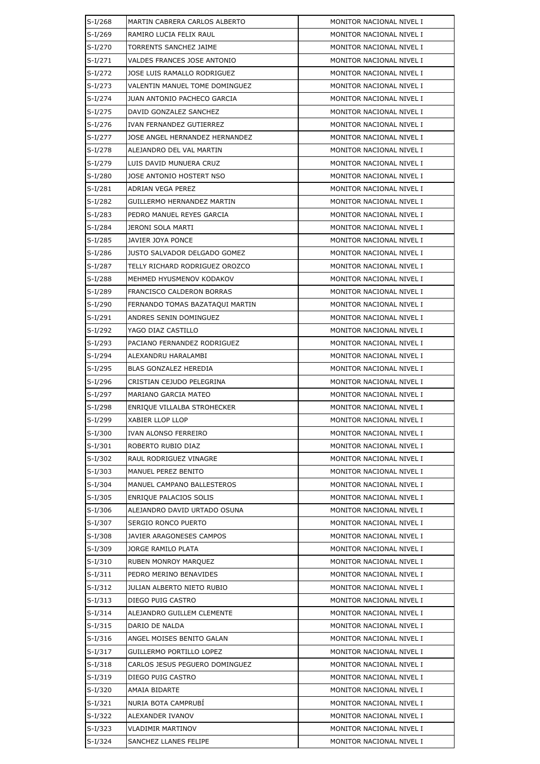| | | |
|---|---|---|
| S-I/268 | MARTIN CABRERA CARLOS ALBERTO | MONITOR NACIONAL NIVEL I |
| S-I/269 | RAMIRO LUCIA FELIX RAUL | MONITOR NACIONAL NIVEL I |
| S-I/270 | TORRENTS SANCHEZ JAIME | MONITOR NACIONAL NIVEL I |
| S-I/271 | VALDES FRANCES JOSE ANTONIO | MONITOR NACIONAL NIVEL I |
| S-I/272 | JOSE LUIS RAMALLO RODRIGUEZ | MONITOR NACIONAL NIVEL I |
| S-I/273 | VALENTIN MANUEL TOME DOMINGUEZ | MONITOR NACIONAL NIVEL I |
| S-I/274 | JUAN ANTONIO PACHECO GARCIA | MONITOR NACIONAL NIVEL I |
| S-I/275 | DAVID GONZALEZ SANCHEZ | MONITOR NACIONAL NIVEL I |
| S-I/276 | IVAN FERNANDEZ GUTIERREZ | MONITOR NACIONAL NIVEL I |
| S-I/277 | JOSE ANGEL HERNANDEZ HERNANDEZ | MONITOR NACIONAL NIVEL I |
| S-I/278 | ALEJANDRO DEL VAL MARTIN | MONITOR NACIONAL NIVEL I |
| S-I/279 | LUIS DAVID MUNUERA CRUZ | MONITOR NACIONAL NIVEL I |
| S-I/280 | JOSE ANTONIO HOSTERT NSO | MONITOR NACIONAL NIVEL I |
| S-I/281 | ADRIAN VEGA PEREZ | MONITOR NACIONAL NIVEL I |
| S-I/282 | GUILLERMO HERNANDEZ MARTIN | MONITOR NACIONAL NIVEL I |
| S-I/283 | PEDRO MANUEL REYES GARCIA | MONITOR NACIONAL NIVEL I |
| S-I/284 | JERONI SOLA MARTI | MONITOR NACIONAL NIVEL I |
| S-I/285 | JAVIER JOYA PONCE | MONITOR NACIONAL NIVEL I |
| S-I/286 | JUSTO SALVADOR DELGADO GOMEZ | MONITOR NACIONAL NIVEL I |
| S-I/287 | TELLY RICHARD RODRIGUEZ OROZCO | MONITOR NACIONAL NIVEL I |
| S-I/288 | MEHMED HYUSMENOV KODAKOV | MONITOR NACIONAL NIVEL I |
| S-I/289 | FRANCISCO CALDERON BORRAS | MONITOR NACIONAL NIVEL I |
| S-I/290 | FERNANDO TOMAS BAZATAQUI MARTIN | MONITOR NACIONAL NIVEL I |
| S-I/291 | ANDRES SENIN DOMINGUEZ | MONITOR NACIONAL NIVEL I |
| S-I/292 | YAGO DIAZ CASTILLO | MONITOR NACIONAL NIVEL I |
| S-I/293 | PACIANO FERNANDEZ RODRIGUEZ | MONITOR NACIONAL NIVEL I |
| S-I/294 | ALEXANDRU HARALAMBI | MONITOR NACIONAL NIVEL I |
| S-I/295 | BLAS GONZALEZ HEREDIA | MONITOR NACIONAL NIVEL I |
| S-I/296 | CRISTIAN CEJUDO PELEGRINA | MONITOR NACIONAL NIVEL I |
| S-I/297 | MARIANO GARCIA MATEO | MONITOR NACIONAL NIVEL I |
| S-I/298 | ENRIQUE VILLALBA STROHECKER | MONITOR NACIONAL NIVEL I |
| S-I/299 | XABIER LLOP LLOP | MONITOR NACIONAL NIVEL I |
| S-I/300 | IVAN ALONSO FERREIRO | MONITOR NACIONAL NIVEL I |
| S-I/301 | ROBERTO RUBIO DIAZ | MONITOR NACIONAL NIVEL I |
| S-I/302 | RAUL RODRIGUEZ VINAGRE | MONITOR NACIONAL NIVEL I |
| S-I/303 | MANUEL PEREZ BENITO | MONITOR NACIONAL NIVEL I |
| S-I/304 | MANUEL CAMPANO BALLESTEROS | MONITOR NACIONAL NIVEL I |
| S-I/305 | ENRIQUE PALACIOS SOLIS | MONITOR NACIONAL NIVEL I |
| S-I/306 | ALEJANDRO DAVID URTADO OSUNA | MONITOR NACIONAL NIVEL I |
| S-I/307 | SERGIO RONCO PUERTO | MONITOR NACIONAL NIVEL I |
| S-I/308 | JAVIER ARAGONESES CAMPOS | MONITOR NACIONAL NIVEL I |
| S-I/309 | JORGE RAMILO PLATA | MONITOR NACIONAL NIVEL I |
| S-I/310 | RUBEN MONROY MARQUEZ | MONITOR NACIONAL NIVEL I |
| S-I/311 | PEDRO MERINO BENAVIDES | MONITOR NACIONAL NIVEL I |
| S-I/312 | JULIAN ALBERTO NIETO RUBIO | MONITOR NACIONAL NIVEL I |
| S-I/313 | DIEGO PUIG CASTRO | MONITOR NACIONAL NIVEL I |
| S-I/314 | ALEJANDRO GUILLEM CLEMENTE | MONITOR NACIONAL NIVEL I |
| S-I/315 | DARIO DE NALDA | MONITOR NACIONAL NIVEL I |
| S-I/316 | ANGEL MOISES BENITO GALAN | MONITOR NACIONAL NIVEL I |
| S-I/317 | GUILLERMO PORTILLO LOPEZ | MONITOR NACIONAL NIVEL I |
| S-I/318 | CARLOS JESUS PEGUERO DOMINGUEZ | MONITOR NACIONAL NIVEL I |
| S-I/319 | DIEGO PUIG CASTRO | MONITOR NACIONAL NIVEL I |
| S-I/320 | AMAIA BIDARTE | MONITOR NACIONAL NIVEL I |
| S-I/321 | NURIA BOTA CAMPRUBÍ | MONITOR NACIONAL NIVEL I |
| S-I/322 | ALEXANDER IVANOV | MONITOR NACIONAL NIVEL I |
| S-I/323 | VLADIMIR MARTINOV | MONITOR NACIONAL NIVEL I |
| S-I/324 | SANCHEZ LLANES FELIPE | MONITOR NACIONAL NIVEL I |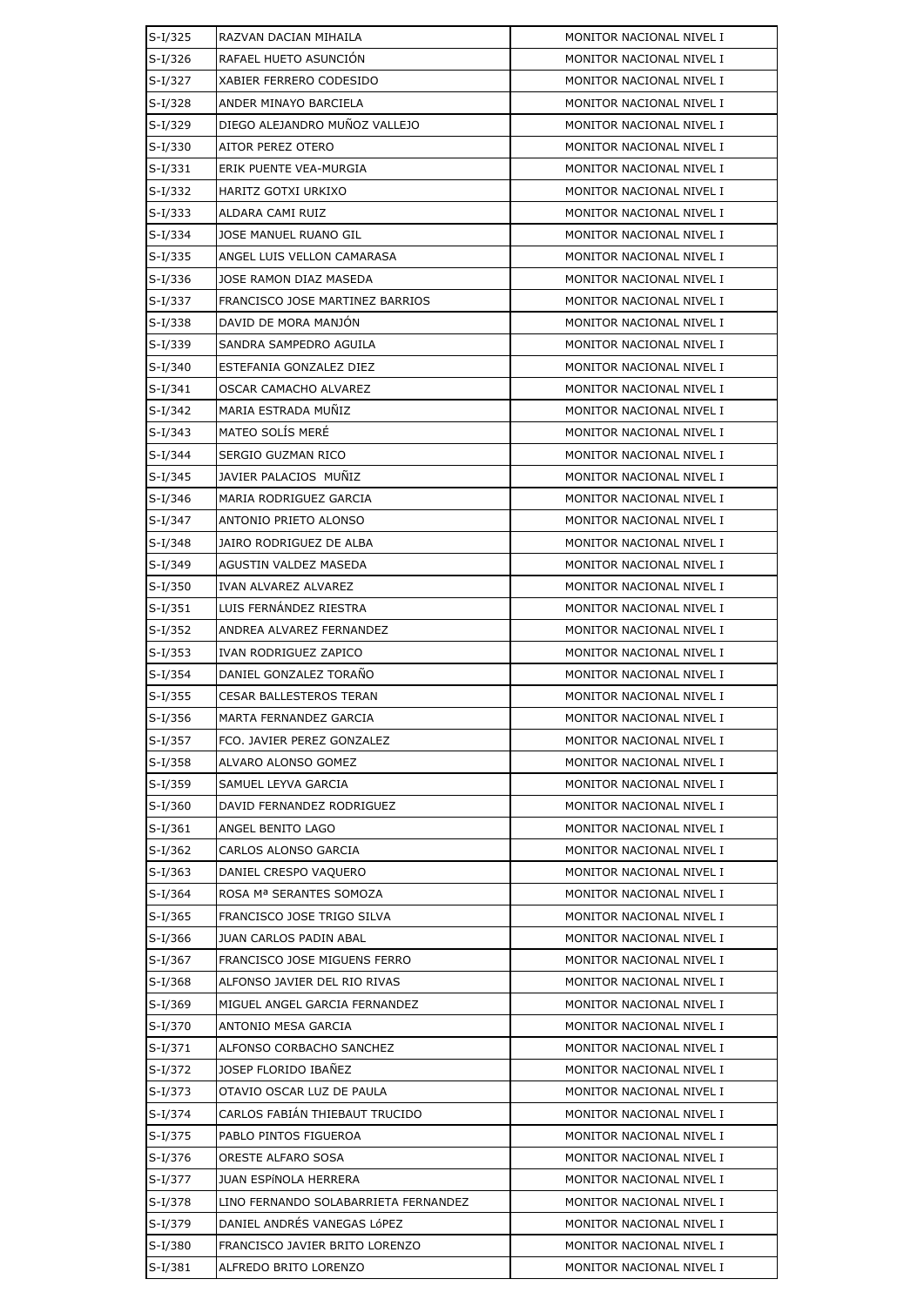| S-I/325 | RAZVAN DACIAN MIHAILA | MONITOR NACIONAL NIVEL I |
|---|---|---|
| S-I/326 | RAFAEL HUETO ASUNCIÓN | MONITOR NACIONAL NIVEL I |
| S-I/327 | XABIER FERRERO CODESIDO | MONITOR NACIONAL NIVEL I |
| S-I/328 | ANDER MINAYO BARCIELA | MONITOR NACIONAL NIVEL I |
| S-I/329 | DIEGO ALEJANDRO MUÑOZ VALLEJO | MONITOR NACIONAL NIVEL I |
| S-I/330 | AITOR PEREZ OTERO | MONITOR NACIONAL NIVEL I |
| S-I/331 | ERIK PUENTE VEA-MURGIA | MONITOR NACIONAL NIVEL I |
| S-I/332 | HARITZ GOTXI URKIXO | MONITOR NACIONAL NIVEL I |
| S-I/333 | ALDARA CAMI RUIZ | MONITOR NACIONAL NIVEL I |
| S-I/334 | JOSE MANUEL RUANO GIL | MONITOR NACIONAL NIVEL I |
| S-I/335 | ANGEL LUIS VELLON CAMARASA | MONITOR NACIONAL NIVEL I |
| S-I/336 | JOSE RAMON DIAZ MASEDA | MONITOR NACIONAL NIVEL I |
| S-I/337 | FRANCISCO JOSE MARTINEZ BARRIOS | MONITOR NACIONAL NIVEL I |
| S-I/338 | DAVID DE MORA MANJÓN | MONITOR NACIONAL NIVEL I |
| S-I/339 | SANDRA SAMPEDRO AGUILA | MONITOR NACIONAL NIVEL I |
| S-I/340 | ESTEFANIA GONZALEZ DIEZ | MONITOR NACIONAL NIVEL I |
| S-I/341 | OSCAR CAMACHO ALVAREZ | MONITOR NACIONAL NIVEL I |
| S-I/342 | MARIA ESTRADA MUÑIZ | MONITOR NACIONAL NIVEL I |
| S-I/343 | MATEO SOLÍS MERÉ | MONITOR NACIONAL NIVEL I |
| S-I/344 | SERGIO GUZMAN RICO | MONITOR NACIONAL NIVEL I |
| S-I/345 | JAVIER PALACIOS  MUÑIZ | MONITOR NACIONAL NIVEL I |
| S-I/346 | MARIA RODRIGUEZ GARCIA | MONITOR NACIONAL NIVEL I |
| S-I/347 | ANTONIO PRIETO ALONSO | MONITOR NACIONAL NIVEL I |
| S-I/348 | JAIRO RODRIGUEZ DE ALBA | MONITOR NACIONAL NIVEL I |
| S-I/349 | AGUSTIN VALDEZ MASEDA | MONITOR NACIONAL NIVEL I |
| S-I/350 | IVAN ALVAREZ ALVAREZ | MONITOR NACIONAL NIVEL I |
| S-I/351 | LUIS FERNÁNDEZ RIESTRA | MONITOR NACIONAL NIVEL I |
| S-I/352 | ANDREA ALVAREZ FERNANDEZ | MONITOR NACIONAL NIVEL I |
| S-I/353 | IVAN RODRIGUEZ ZAPICO | MONITOR NACIONAL NIVEL I |
| S-I/354 | DANIEL GONZALEZ TORAÑO | MONITOR NACIONAL NIVEL I |
| S-I/355 | CESAR BALLESTEROS TERAN | MONITOR NACIONAL NIVEL I |
| S-I/356 | MARTA FERNANDEZ GARCIA | MONITOR NACIONAL NIVEL I |
| S-I/357 | FCO. JAVIER PEREZ GONZALEZ | MONITOR NACIONAL NIVEL I |
| S-I/358 | ALVARO ALONSO GOMEZ | MONITOR NACIONAL NIVEL I |
| S-I/359 | SAMUEL LEYVA GARCIA | MONITOR NACIONAL NIVEL I |
| S-I/360 | DAVID FERNANDEZ RODRIGUEZ | MONITOR NACIONAL NIVEL I |
| S-I/361 | ANGEL BENITO LAGO | MONITOR NACIONAL NIVEL I |
| S-I/362 | CARLOS ALONSO GARCIA | MONITOR NACIONAL NIVEL I |
| S-I/363 | DANIEL CRESPO VAQUERO | MONITOR NACIONAL NIVEL I |
| S-I/364 | ROSA Mª SERANTES SOMOZA | MONITOR NACIONAL NIVEL I |
| S-I/365 | FRANCISCO JOSE TRIGO SILVA | MONITOR NACIONAL NIVEL I |
| S-I/366 | JUAN CARLOS PADIN ABAL | MONITOR NACIONAL NIVEL I |
| S-I/367 | FRANCISCO JOSE MIGUENS FERRO | MONITOR NACIONAL NIVEL I |
| S-I/368 | ALFONSO JAVIER DEL RIO RIVAS | MONITOR NACIONAL NIVEL I |
| S-I/369 | MIGUEL ANGEL GARCIA FERNANDEZ | MONITOR NACIONAL NIVEL I |
| S-I/370 | ANTONIO MESA GARCIA | MONITOR NACIONAL NIVEL I |
| S-I/371 | ALFONSO CORBACHO SANCHEZ | MONITOR NACIONAL NIVEL I |
| S-I/372 | JOSEP FLORIDO IBAÑEZ | MONITOR NACIONAL NIVEL I |
| S-I/373 | OTAVIO OSCAR LUZ DE PAULA | MONITOR NACIONAL NIVEL I |
| S-I/374 | CARLOS FABIÁN THIEBAUT TRUCIDO | MONITOR NACIONAL NIVEL I |
| S-I/375 | PABLO PINTOS FIGUEROA | MONITOR NACIONAL NIVEL I |
| S-I/376 | ORESTE ALFARO SOSA | MONITOR NACIONAL NIVEL I |
| S-I/377 | JUAN ESPÍNOLA HERRERA | MONITOR NACIONAL NIVEL I |
| S-I/378 | LINO FERNANDO SOLABARRIETA FERNANDEZ | MONITOR NACIONAL NIVEL I |
| S-I/379 | DANIEL ANDRÉS VANEGAS LóPEZ | MONITOR NACIONAL NIVEL I |
| S-I/380 | FRANCISCO JAVIER BRITO LORENZO | MONITOR NACIONAL NIVEL I |
| S-I/381 | ALFREDO BRITO LORENZO | MONITOR NACIONAL NIVEL I |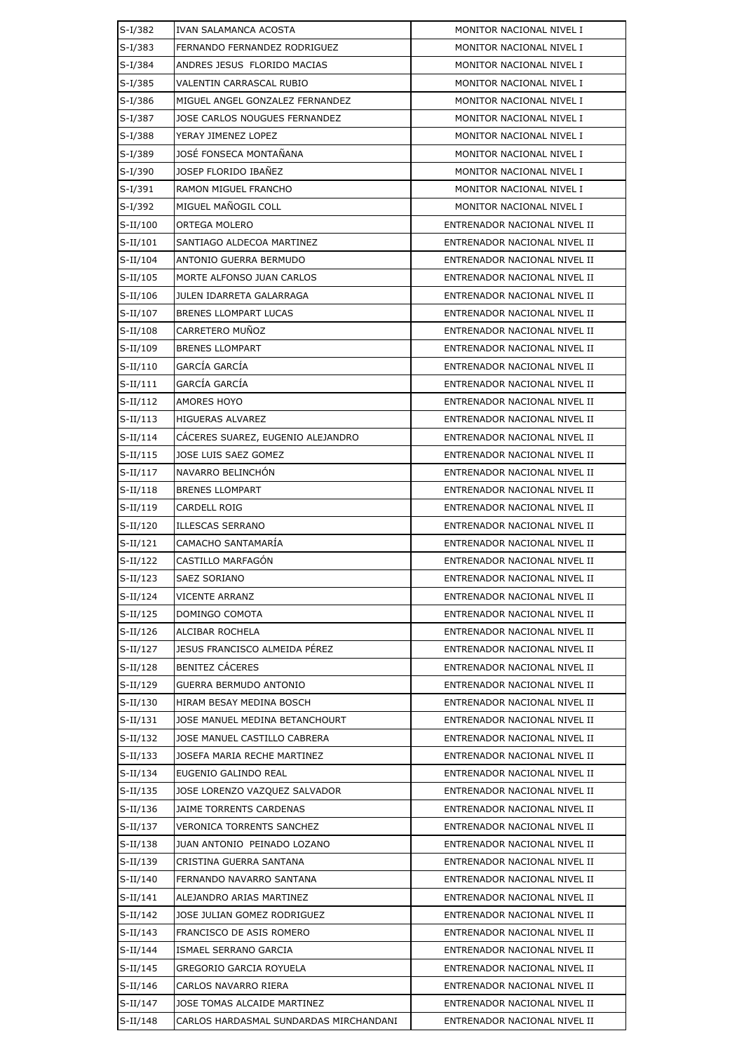| S-I/382 | IVAN SALAMANCA ACOSTA | MONITOR NACIONAL NIVEL I |
|---|---|---|
| S-I/383 | FERNANDO FERNANDEZ RODRIGUEZ | MONITOR NACIONAL NIVEL I |
| S-I/384 | ANDRES JESUS FLORIDO MACIAS | MONITOR NACIONAL NIVEL I |
| S-I/385 | VALENTIN CARRASCAL RUBIO | MONITOR NACIONAL NIVEL I |
| S-I/386 | MIGUEL ANGEL GONZALEZ FERNANDEZ | MONITOR NACIONAL NIVEL I |
| S-I/387 | JOSE CARLOS NOUGUES FERNANDEZ | MONITOR NACIONAL NIVEL I |
| S-I/388 | YERAY JIMENEZ LOPEZ | MONITOR NACIONAL NIVEL I |
| S-I/389 | JOSÉ FONSECA MONTAÑANA | MONITOR NACIONAL NIVEL I |
| S-I/390 | JOSEP FLORIDO IBAÑEZ | MONITOR NACIONAL NIVEL I |
| S-I/391 | RAMON MIGUEL FRANCHO | MONITOR NACIONAL NIVEL I |
| S-I/392 | MIGUEL MAÑOGIL COLL | MONITOR NACIONAL NIVEL I |
| S-II/100 | ORTEGA MOLERO | ENTRENADOR NACIONAL NIVEL II |
| S-II/101 | SANTIAGO ALDECOA MARTINEZ | ENTRENADOR NACIONAL NIVEL II |
| S-II/104 | ANTONIO GUERRA BERMUDO | ENTRENADOR NACIONAL NIVEL II |
| S-II/105 | MORTE ALFONSO JUAN CARLOS | ENTRENADOR NACIONAL NIVEL II |
| S-II/106 | JULEN IDARRETA GALARRAGA | ENTRENADOR NACIONAL NIVEL II |
| S-II/107 | BRENES LLOMPART LUCAS | ENTRENADOR NACIONAL NIVEL II |
| S-II/108 | CARRETERO MUÑOZ | ENTRENADOR NACIONAL NIVEL II |
| S-II/109 | BRENES LLOMPART | ENTRENADOR NACIONAL NIVEL II |
| S-II/110 | GARCÍA GARCÍA | ENTRENADOR NACIONAL NIVEL II |
| S-II/111 | GARCÍA GARCÍA | ENTRENADOR NACIONAL NIVEL II |
| S-II/112 | AMORES HOYO | ENTRENADOR NACIONAL NIVEL II |
| S-II/113 | HIGUERAS ALVAREZ | ENTRENADOR NACIONAL NIVEL II |
| S-II/114 | CÁCERES SUAREZ, EUGENIO ALEJANDRO | ENTRENADOR NACIONAL NIVEL II |
| S-II/115 | JOSE LUIS SAEZ GOMEZ | ENTRENADOR NACIONAL NIVEL II |
| S-II/117 | NAVARRO BELINCHÓN | ENTRENADOR NACIONAL NIVEL II |
| S-II/118 | BRENES LLOMPART | ENTRENADOR NACIONAL NIVEL II |
| S-II/119 | CARDELL ROIG | ENTRENADOR NACIONAL NIVEL II |
| S-II/120 | ILLESCAS SERRANO | ENTRENADOR NACIONAL NIVEL II |
| S-II/121 | CAMACHO SANTAMARÍA | ENTRENADOR NACIONAL NIVEL II |
| S-II/122 | CASTILLO MARFAGÓN | ENTRENADOR NACIONAL NIVEL II |
| S-II/123 | SAEZ SORIANO | ENTRENADOR NACIONAL NIVEL II |
| S-II/124 | VICENTE ARRANZ | ENTRENADOR NACIONAL NIVEL II |
| S-II/125 | DOMINGO COMOTA | ENTRENADOR NACIONAL NIVEL II |
| S-II/126 | ALCIBAR ROCHELA | ENTRENADOR NACIONAL NIVEL II |
| S-II/127 | JESUS FRANCISCO ALMEIDA PÉREZ | ENTRENADOR NACIONAL NIVEL II |
| S-II/128 | BENITEZ CÁCERES | ENTRENADOR NACIONAL NIVEL II |
| S-II/129 | GUERRA BERMUDO ANTONIO | ENTRENADOR NACIONAL NIVEL II |
| S-II/130 | HIRAM BESAY MEDINA BOSCH | ENTRENADOR NACIONAL NIVEL II |
| S-II/131 | JOSE MANUEL MEDINA BETANCHOURT | ENTRENADOR NACIONAL NIVEL II |
| S-II/132 | JOSE MANUEL CASTILLO CABRERA | ENTRENADOR NACIONAL NIVEL II |
| S-II/133 | JOSEFA MARIA RECHE MARTINEZ | ENTRENADOR NACIONAL NIVEL II |
| S-II/134 | EUGENIO GALINDO REAL | ENTRENADOR NACIONAL NIVEL II |
| S-II/135 | JOSE LORENZO VAZQUEZ SALVADOR | ENTRENADOR NACIONAL NIVEL II |
| S-II/136 | JAIME TORRENTS CARDENAS | ENTRENADOR NACIONAL NIVEL II |
| S-II/137 | VERONICA TORRENTS SANCHEZ | ENTRENADOR NACIONAL NIVEL II |
| S-II/138 | JUAN ANTONIO PEINADO LOZANO | ENTRENADOR NACIONAL NIVEL II |
| S-II/139 | CRISTINA GUERRA SANTANA | ENTRENADOR NACIONAL NIVEL II |
| S-II/140 | FERNANDO NAVARRO SANTANA | ENTRENADOR NACIONAL NIVEL II |
| S-II/141 | ALEJANDRO ARIAS MARTINEZ | ENTRENADOR NACIONAL NIVEL II |
| S-II/142 | JOSE JULIAN GOMEZ RODRIGUEZ | ENTRENADOR NACIONAL NIVEL II |
| S-II/143 | FRANCISCO DE ASIS ROMERO | ENTRENADOR NACIONAL NIVEL II |
| S-II/144 | ISMAEL SERRANO GARCIA | ENTRENADOR NACIONAL NIVEL II |
| S-II/145 | GREGORIO GARCIA ROYUELA | ENTRENADOR NACIONAL NIVEL II |
| S-II/146 | CARLOS NAVARRO RIERA | ENTRENADOR NACIONAL NIVEL II |
| S-II/147 | JOSE TOMAS ALCAIDE MARTINEZ | ENTRENADOR NACIONAL NIVEL II |
| S-II/148 | CARLOS HARDASMAL SUNDARDAS MIRCHANDANI | ENTRENADOR NACIONAL NIVEL II |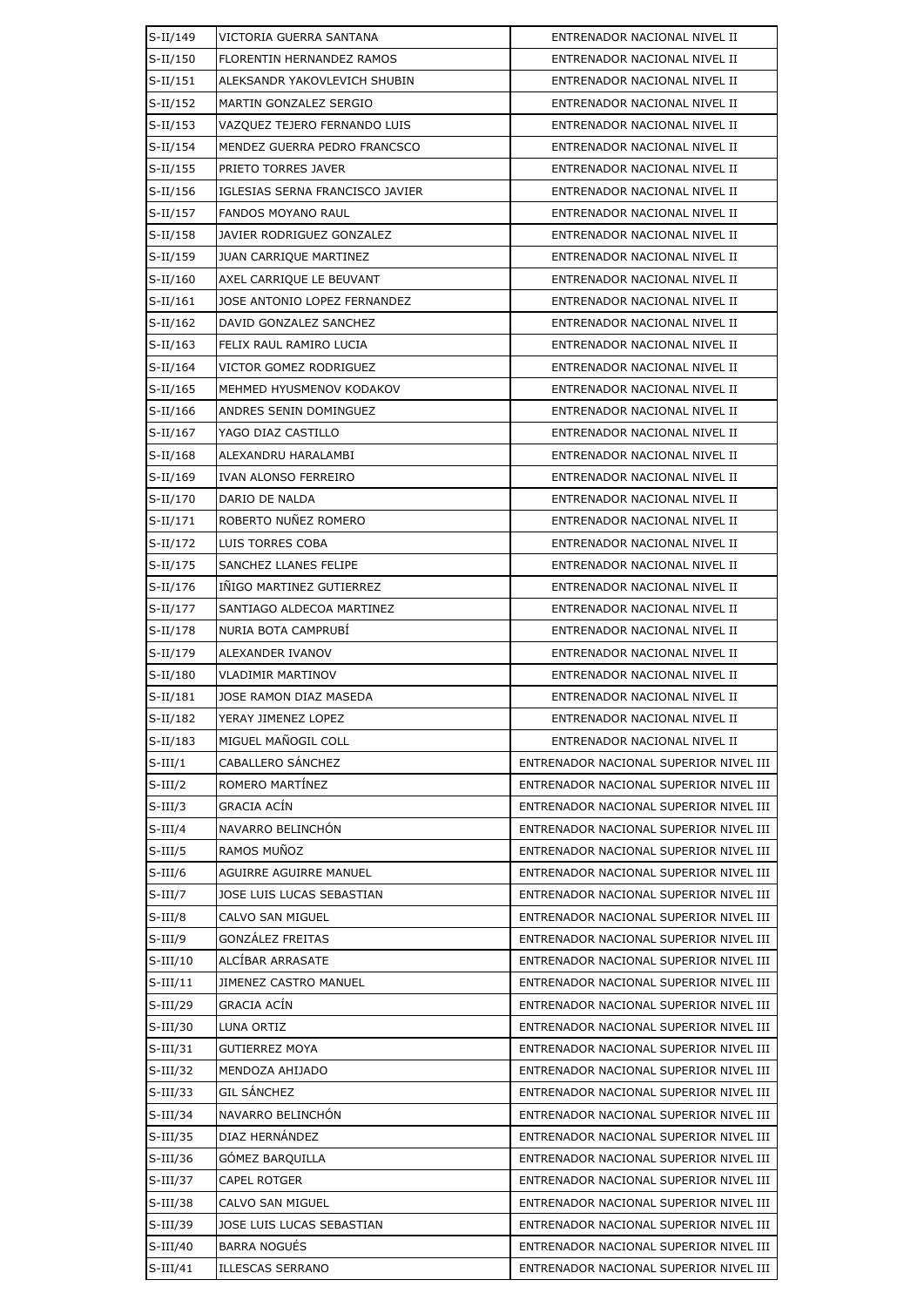| | | |
|---|---|---|
| S-II/149 | VICTORIA GUERRA SANTANA | ENTRENADOR NACIONAL NIVEL II |
| S-II/150 | FLORENTIN HERNANDEZ RAMOS | ENTRENADOR NACIONAL NIVEL II |
| S-II/151 | ALEKSANDR YAKOVLEVICH SHUBIN | ENTRENADOR NACIONAL NIVEL II |
| S-II/152 | MARTIN GONZALEZ SERGIO | ENTRENADOR NACIONAL NIVEL II |
| S-II/153 | VAZQUEZ TEJERO FERNANDO LUIS | ENTRENADOR NACIONAL NIVEL II |
| S-II/154 | MENDEZ GUERRA PEDRO FRANCSCO | ENTRENADOR NACIONAL NIVEL II |
| S-II/155 | PRIETO TORRES JAVER | ENTRENADOR NACIONAL NIVEL II |
| S-II/156 | IGLESIAS SERNA FRANCISCO JAVIER | ENTRENADOR NACIONAL NIVEL II |
| S-II/157 | FANDOS MOYANO RAUL | ENTRENADOR NACIONAL NIVEL II |
| S-II/158 | JAVIER RODRIGUEZ GONZALEZ | ENTRENADOR NACIONAL NIVEL II |
| S-II/159 | JUAN CARRIQUE MARTINEZ | ENTRENADOR NACIONAL NIVEL II |
| S-II/160 | AXEL CARRIQUE LE BEUVANT | ENTRENADOR NACIONAL NIVEL II |
| S-II/161 | JOSE ANTONIO LOPEZ FERNANDEZ | ENTRENADOR NACIONAL NIVEL II |
| S-II/162 | DAVID GONZALEZ SANCHEZ | ENTRENADOR NACIONAL NIVEL II |
| S-II/163 | FELIX RAUL RAMIRO LUCIA | ENTRENADOR NACIONAL NIVEL II |
| S-II/164 | VICTOR GOMEZ RODRIGUEZ | ENTRENADOR NACIONAL NIVEL II |
| S-II/165 | MEHMED HYUSMENOV KODAKOV | ENTRENADOR NACIONAL NIVEL II |
| S-II/166 | ANDRES SENIN DOMINGUEZ | ENTRENADOR NACIONAL NIVEL II |
| S-II/167 | YAGO DIAZ CASTILLO | ENTRENADOR NACIONAL NIVEL II |
| S-II/168 | ALEXANDRU HARALAMBI | ENTRENADOR NACIONAL NIVEL II |
| S-II/169 | IVAN ALONSO FERREIRO | ENTRENADOR NACIONAL NIVEL II |
| S-II/170 | DARIO DE NALDA | ENTRENADOR NACIONAL NIVEL II |
| S-II/171 | ROBERTO NUÑEZ ROMERO | ENTRENADOR NACIONAL NIVEL II |
| S-II/172 | LUIS TORRES COBA | ENTRENADOR NACIONAL NIVEL II |
| S-II/175 | SANCHEZ LLANES FELIPE | ENTRENADOR NACIONAL NIVEL II |
| S-II/176 | IÑIGO MARTINEZ GUTIERREZ | ENTRENADOR NACIONAL NIVEL II |
| S-II/177 | SANTIAGO ALDECOA MARTINEZ | ENTRENADOR NACIONAL NIVEL II |
| S-II/178 | NURIA BOTA CAMPRUBÍ | ENTRENADOR NACIONAL NIVEL II |
| S-II/179 | ALEXANDER IVANOV | ENTRENADOR NACIONAL NIVEL II |
| S-II/180 | VLADIMIR MARTINOV | ENTRENADOR NACIONAL NIVEL II |
| S-II/181 | JOSE RAMON DIAZ MASEDA | ENTRENADOR NACIONAL NIVEL II |
| S-II/182 | YERAY JIMENEZ LOPEZ | ENTRENADOR NACIONAL NIVEL II |
| S-II/183 | MIGUEL MAÑOGIL COLL | ENTRENADOR NACIONAL NIVEL II |
| S-III/1 | CABALLERO SÁNCHEZ | ENTRENADOR NACIONAL SUPERIOR NIVEL III |
| S-III/2 | ROMERO MARTÍNEZ | ENTRENADOR NACIONAL SUPERIOR NIVEL III |
| S-III/3 | GRACIA ACÍN | ENTRENADOR NACIONAL SUPERIOR NIVEL III |
| S-III/4 | NAVARRO BELINCHÓN | ENTRENADOR NACIONAL SUPERIOR NIVEL III |
| S-III/5 | RAMOS MUÑOZ | ENTRENADOR NACIONAL SUPERIOR NIVEL III |
| S-III/6 | AGUIRRE AGUIRRE MANUEL | ENTRENADOR NACIONAL SUPERIOR NIVEL III |
| S-III/7 | JOSE LUIS LUCAS SEBASTIAN | ENTRENADOR NACIONAL SUPERIOR NIVEL III |
| S-III/8 | CALVO SAN MIGUEL | ENTRENADOR NACIONAL SUPERIOR NIVEL III |
| S-III/9 | GONZÁLEZ FREITAS | ENTRENADOR NACIONAL SUPERIOR NIVEL III |
| S-III/10 | ALCÍBAR ARRASATE | ENTRENADOR NACIONAL SUPERIOR NIVEL III |
| S-III/11 | JIMENEZ CASTRO MANUEL | ENTRENADOR NACIONAL SUPERIOR NIVEL III |
| S-III/29 | GRACIA ACÍN | ENTRENADOR NACIONAL SUPERIOR NIVEL III |
| S-III/30 | LUNA ORTIZ | ENTRENADOR NACIONAL SUPERIOR NIVEL III |
| S-III/31 | GUTIERREZ MOYA | ENTRENADOR NACIONAL SUPERIOR NIVEL III |
| S-III/32 | MENDOZA AHIJADO | ENTRENADOR NACIONAL SUPERIOR NIVEL III |
| S-III/33 | GIL SÁNCHEZ | ENTRENADOR NACIONAL SUPERIOR NIVEL III |
| S-III/34 | NAVARRO BELINCHÓN | ENTRENADOR NACIONAL SUPERIOR NIVEL III |
| S-III/35 | DIAZ HERNÁNDEZ | ENTRENADOR NACIONAL SUPERIOR NIVEL III |
| S-III/36 | GÓMEZ BARQUILLA | ENTRENADOR NACIONAL SUPERIOR NIVEL III |
| S-III/37 | CAPEL ROTGER | ENTRENADOR NACIONAL SUPERIOR NIVEL III |
| S-III/38 | CALVO SAN MIGUEL | ENTRENADOR NACIONAL SUPERIOR NIVEL III |
| S-III/39 | JOSE LUIS LUCAS SEBASTIAN | ENTRENADOR NACIONAL SUPERIOR NIVEL III |
| S-III/40 | BARRA NOGUÉS | ENTRENADOR NACIONAL SUPERIOR NIVEL III |
| S-III/41 | ILLESCAS SERRANO | ENTRENADOR NACIONAL SUPERIOR NIVEL III |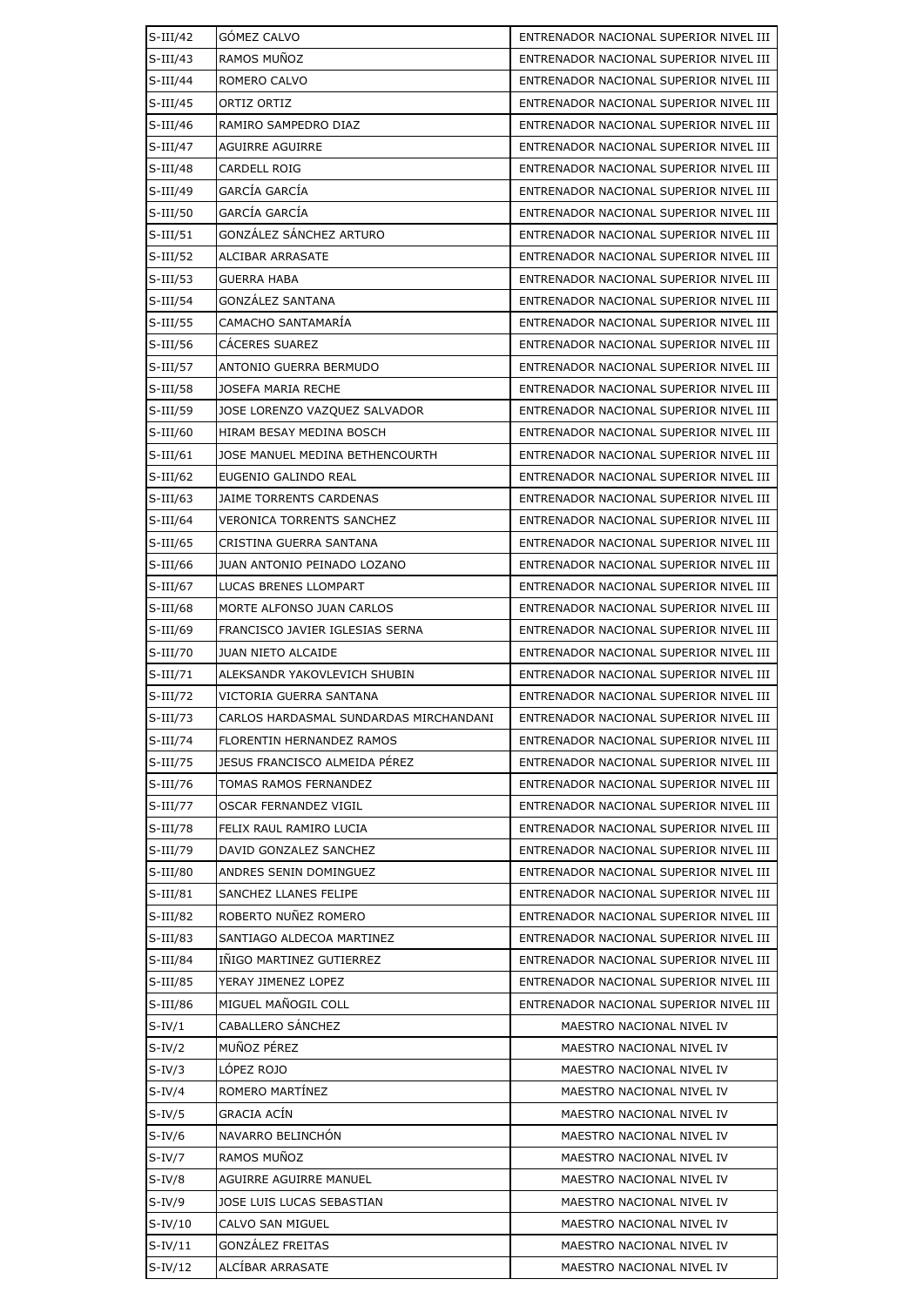| S-III/42 | GÓMEZ CALVO | ENTRENADOR NACIONAL SUPERIOR NIVEL III |
|---|---|---|
| S-III/43 | RAMOS MUÑOZ | ENTRENADOR NACIONAL SUPERIOR NIVEL III |
| S-III/44 | ROMERO CALVO | ENTRENADOR NACIONAL SUPERIOR NIVEL III |
| S-III/45 | ORTIZ ORTIZ | ENTRENADOR NACIONAL SUPERIOR NIVEL III |
| S-III/46 | RAMIRO SAMPEDRO DIAZ | ENTRENADOR NACIONAL SUPERIOR NIVEL III |
| S-III/47 | AGUIRRE AGUIRRE | ENTRENADOR NACIONAL SUPERIOR NIVEL III |
| S-III/48 | CARDELL ROIG | ENTRENADOR NACIONAL SUPERIOR NIVEL III |
| S-III/49 | GARCÍA GARCÍA | ENTRENADOR NACIONAL SUPERIOR NIVEL III |
| S-III/50 | GARCÍA GARCÍA | ENTRENADOR NACIONAL SUPERIOR NIVEL III |
| S-III/51 | GONZÁLEZ SÁNCHEZ ARTURO | ENTRENADOR NACIONAL SUPERIOR NIVEL III |
| S-III/52 | ALCIBAR ARRASATE | ENTRENADOR NACIONAL SUPERIOR NIVEL III |
| S-III/53 | GUERRA HABA | ENTRENADOR NACIONAL SUPERIOR NIVEL III |
| S-III/54 | GONZÁLEZ SANTANA | ENTRENADOR NACIONAL SUPERIOR NIVEL III |
| S-III/55 | CAMACHO SANTAMARÍA | ENTRENADOR NACIONAL SUPERIOR NIVEL III |
| S-III/56 | CÁCERES SUAREZ | ENTRENADOR NACIONAL SUPERIOR NIVEL III |
| S-III/57 | ANTONIO GUERRA BERMUDO | ENTRENADOR NACIONAL SUPERIOR NIVEL III |
| S-III/58 | JOSEFA MARIA RECHE | ENTRENADOR NACIONAL SUPERIOR NIVEL III |
| S-III/59 | JOSE LORENZO VAZQUEZ SALVADOR | ENTRENADOR NACIONAL SUPERIOR NIVEL III |
| S-III/60 | HIRAM BESAY MEDINA BOSCH | ENTRENADOR NACIONAL SUPERIOR NIVEL III |
| S-III/61 | JOSE MANUEL MEDINA BETHENCOURTH | ENTRENADOR NACIONAL SUPERIOR NIVEL III |
| S-III/62 | EUGENIO GALINDO REAL | ENTRENADOR NACIONAL SUPERIOR NIVEL III |
| S-III/63 | JAIME TORRENTS CARDENAS | ENTRENADOR NACIONAL SUPERIOR NIVEL III |
| S-III/64 | VERONICA TORRENTS SANCHEZ | ENTRENADOR NACIONAL SUPERIOR NIVEL III |
| S-III/65 | CRISTINA GUERRA SANTANA | ENTRENADOR NACIONAL SUPERIOR NIVEL III |
| S-III/66 | JUAN ANTONIO PEINADO LOZANO | ENTRENADOR NACIONAL SUPERIOR NIVEL III |
| S-III/67 | LUCAS BRENES LLOMPART | ENTRENADOR NACIONAL SUPERIOR NIVEL III |
| S-III/68 | MORTE ALFONSO JUAN CARLOS | ENTRENADOR NACIONAL SUPERIOR NIVEL III |
| S-III/69 | FRANCISCO JAVIER IGLESIAS SERNA | ENTRENADOR NACIONAL SUPERIOR NIVEL III |
| S-III/70 | JUAN NIETO ALCAIDE | ENTRENADOR NACIONAL SUPERIOR NIVEL III |
| S-III/71 | ALEKSANDR YAKOVLEVICH SHUBIN | ENTRENADOR NACIONAL SUPERIOR NIVEL III |
| S-III/72 | VICTORIA GUERRA SANTANA | ENTRENADOR NACIONAL SUPERIOR NIVEL III |
| S-III/73 | CARLOS HARDASMAL SUNDARDAS MIRCHANDANI | ENTRENADOR NACIONAL SUPERIOR NIVEL III |
| S-III/74 | FLORENTIN HERNANDEZ RAMOS | ENTRENADOR NACIONAL SUPERIOR NIVEL III |
| S-III/75 | JESUS FRANCISCO ALMEIDA PÉREZ | ENTRENADOR NACIONAL SUPERIOR NIVEL III |
| S-III/76 | TOMAS RAMOS FERNANDEZ | ENTRENADOR NACIONAL SUPERIOR NIVEL III |
| S-III/77 | OSCAR FERNANDEZ VIGIL | ENTRENADOR NACIONAL SUPERIOR NIVEL III |
| S-III/78 | FELIX RAUL RAMIRO LUCIA | ENTRENADOR NACIONAL SUPERIOR NIVEL III |
| S-III/79 | DAVID GONZALEZ SANCHEZ | ENTRENADOR NACIONAL SUPERIOR NIVEL III |
| S-III/80 | ANDRES SENIN DOMINGUEZ | ENTRENADOR NACIONAL SUPERIOR NIVEL III |
| S-III/81 | SANCHEZ LLANES FELIPE | ENTRENADOR NACIONAL SUPERIOR NIVEL III |
| S-III/82 | ROBERTO NUÑEZ ROMERO | ENTRENADOR NACIONAL SUPERIOR NIVEL III |
| S-III/83 | SANTIAGO ALDECOA MARTINEZ | ENTRENADOR NACIONAL SUPERIOR NIVEL III |
| S-III/84 | IÑIGO MARTINEZ GUTIERREZ | ENTRENADOR NACIONAL SUPERIOR NIVEL III |
| S-III/85 | YERAY JIMENEZ LOPEZ | ENTRENADOR NACIONAL SUPERIOR NIVEL III |
| S-III/86 | MIGUEL MAÑOGIL COLL | ENTRENADOR NACIONAL SUPERIOR NIVEL III |
| S-IV/1 | CABALLERO SÁNCHEZ | MAESTRO NACIONAL NIVEL IV |
| S-IV/2 | MUÑOZ PÉREZ | MAESTRO NACIONAL NIVEL IV |
| S-IV/3 | LÓPEZ ROJO | MAESTRO NACIONAL NIVEL IV |
| S-IV/4 | ROMERO MARTÍNEZ | MAESTRO NACIONAL NIVEL IV |
| S-IV/5 | GRACIA ACÍN | MAESTRO NACIONAL NIVEL IV |
| S-IV/6 | NAVARRO BELINCHÓN | MAESTRO NACIONAL NIVEL IV |
| S-IV/7 | RAMOS MUÑOZ | MAESTRO NACIONAL NIVEL IV |
| S-IV/8 | AGUIRRE AGUIRRE MANUEL | MAESTRO NACIONAL NIVEL IV |
| S-IV/9 | JOSE LUIS LUCAS SEBASTIAN | MAESTRO NACIONAL NIVEL IV |
| S-IV/10 | CALVO SAN MIGUEL | MAESTRO NACIONAL NIVEL IV |
| S-IV/11 | GONZÁLEZ FREITAS | MAESTRO NACIONAL NIVEL IV |
| S-IV/12 | ALCÍBAR ARRASATE | MAESTRO NACIONAL NIVEL IV |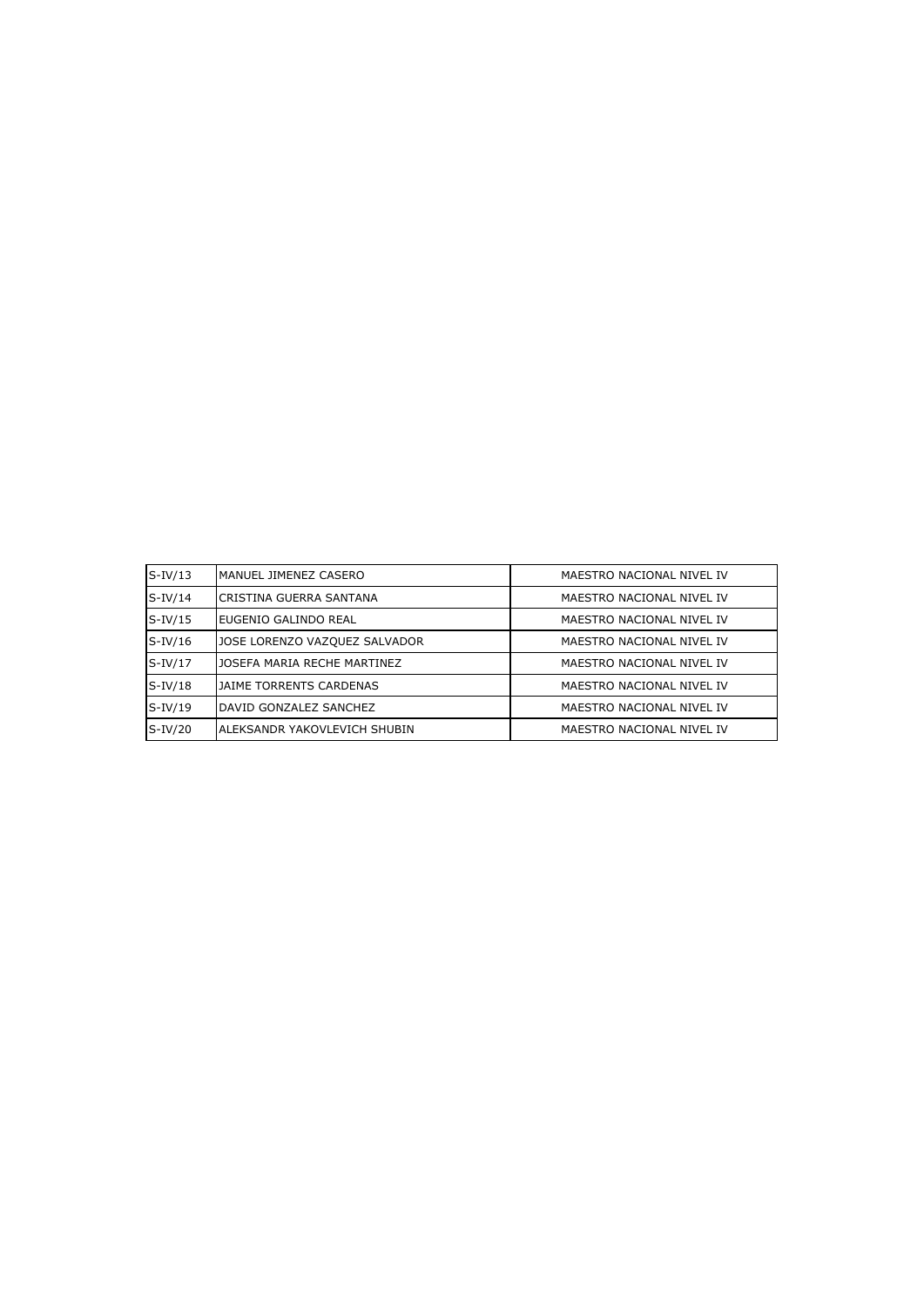| | | |
|---|---|---|
| S-IV/13 | MANUEL JIMENEZ CASERO | MAESTRO NACIONAL NIVEL IV |
| S-IV/14 | CRISTINA GUERRA SANTANA | MAESTRO NACIONAL NIVEL IV |
| S-IV/15 | EUGENIO GALINDO REAL | MAESTRO NACIONAL NIVEL IV |
| S-IV/16 | JOSE LORENZO VAZQUEZ SALVADOR | MAESTRO NACIONAL NIVEL IV |
| S-IV/17 | JOSEFA MARIA RECHE MARTINEZ | MAESTRO NACIONAL NIVEL IV |
| S-IV/18 | JAIME TORRENTS CARDENAS | MAESTRO NACIONAL NIVEL IV |
| S-IV/19 | DAVID GONZALEZ SANCHEZ | MAESTRO NACIONAL NIVEL IV |
| S-IV/20 | ALEKSANDR YAKOVLEVICH SHUBIN | MAESTRO NACIONAL NIVEL IV |